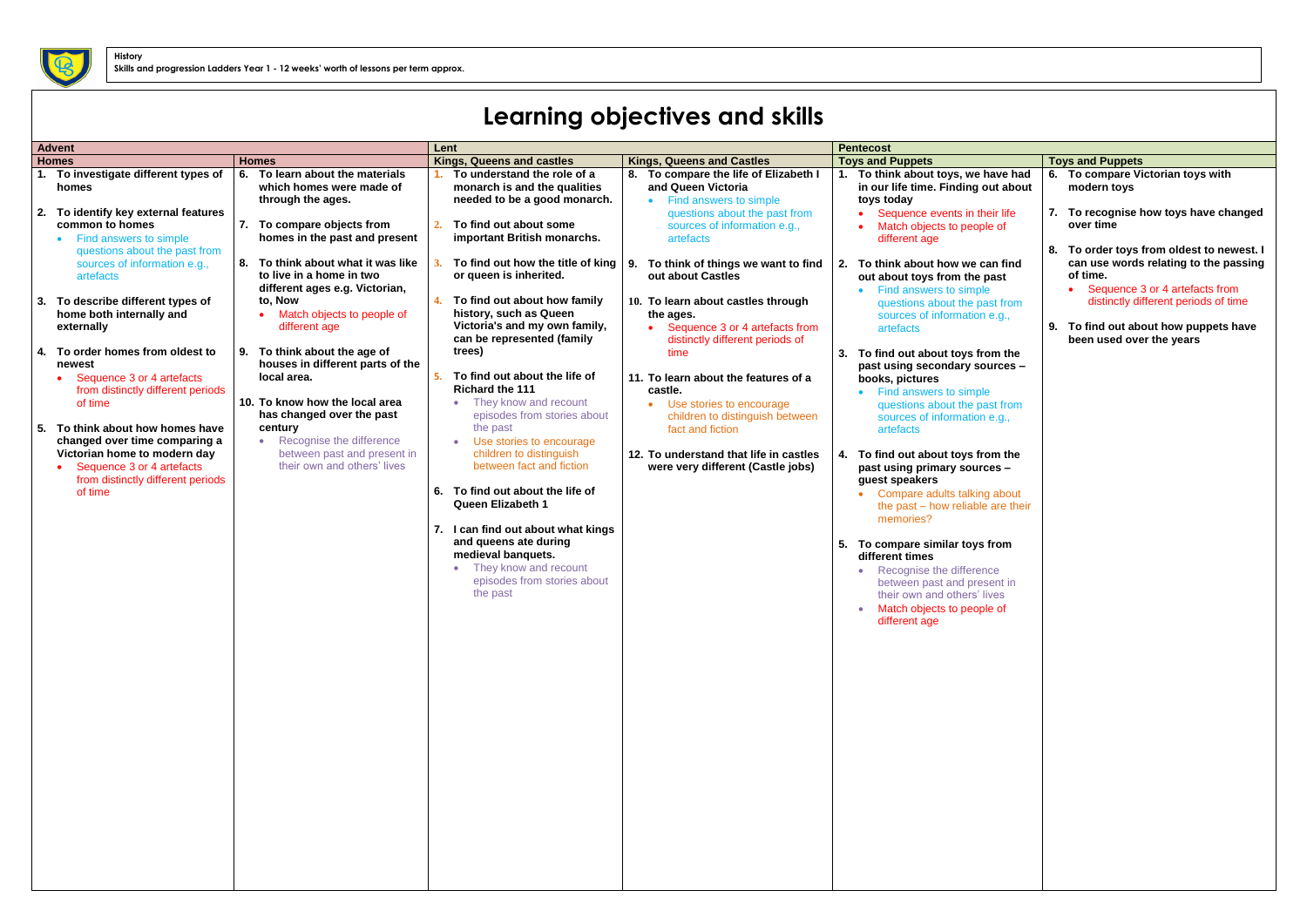History

Skills and progression Ladders Year 1 - 12 weeks' worth of lessons per term approx.

# Learning objectives and skills

| Advent | | Lent | | Pentecost | |
|---|---|---|---|---|---|
| **Homes** | **Homes** | **Kings, Queens and castles** | **Kings, Queens and Castles** | **Toys and Puppets** | **Toys and Puppets** |
| **1. To investigate different types of homes**<br><br>**2. To identify key external features common to homes**<br>• Find answers to simple questions about the past from sources of information e.g., artefacts<br><br>**3. To describe different types of home both internally and externally**<br><br>**4. To order homes from oldest to newest**<br>• Sequence 3 or 4 artefacts from distinctly different periods of time<br><br>**5. To think about how homes have changed over time comparing a Victorian home to modern day**<br>• Sequence 3 or 4 artefacts from distinctly different periods of time | **6. To learn about the materials which homes were made of through the ages.**<br><br>**7. To compare objects from homes in the past and present**<br><br>**8. To think about what it was like to live in a home in two different ages e.g. Victorian, to, Now**<br>• Match objects to people of different age<br><br>**9. To think about the age of houses in different parts of the local area.**<br><br>**10. To know how the local area has changed over the past century**<br>• Recognise the difference between past and present in their own and others' lives | **1. To understand the role of a monarch is and the qualities needed to be a good monarch.**<br><br>**2. To find out about some important British monarchs.**<br><br>**3. To find out how the title of king or queen is inherited.**<br><br>**4. To find out about how family history, such as Queen Victoria's and my own family, can be represented (family trees)**<br><br>**5. To find out about the life of Richard the 111**<br>• They know and recount episodes from stories about the past<br>• Use stories to encourage children to distinguish between fact and fiction<br><br>**6. To find out about the life of Queen Elizabeth 1**<br><br>**7. I can find out about what kings and queens ate during medieval banquets.**<br>• They know and recount episodes from stories about the past | **8. To compare the life of Elizabeth I and Queen Victoria**<br>• Find answers to simple questions about the past from sources of information e.g., artefacts<br><br>**9. To think of things we want to find out about Castles**<br><br>**10. To learn about castles through the ages.**<br>• Sequence 3 or 4 artefacts from distinctly different periods of time<br><br>**11. To learn about the features of a castle.**<br>• Use stories to encourage children to distinguish between fact and fiction<br><br>**12. To understand that life in castles were very different (Castle jobs)** | **1. To think about toys, we have had in our life time. Finding out about toys today**<br>• Sequence events in their life<br>• Match objects to people of different age<br><br>**2. To think about how we can find out about toys from the past**<br>• Find answers to simple questions about the past from sources of information e.g., artefacts<br><br>**3. To find out about toys from the past using secondary sources – books, pictures**<br>• Find answers to simple questions about the past from sources of information e.g., artefacts<br><br>**4. To find out about toys from the past using primary sources – guest speakers**<br>• Compare adults talking about the past – how reliable are their memories?<br><br>**5. To compare similar toys from different times**<br>• Recognise the difference between past and present in their own and others' lives<br>• Match objects to people of different age | **6. To compare Victorian toys with modern toys**<br><br>**7. To recognise how toys have changed over time**<br><br>**8. To order toys from oldest to newest. I can use words relating to the passing of time.**<br>• Sequence 3 or 4 artefacts from distinctly different periods of time<br><br>**9. To find out about how puppets have been used over the years** |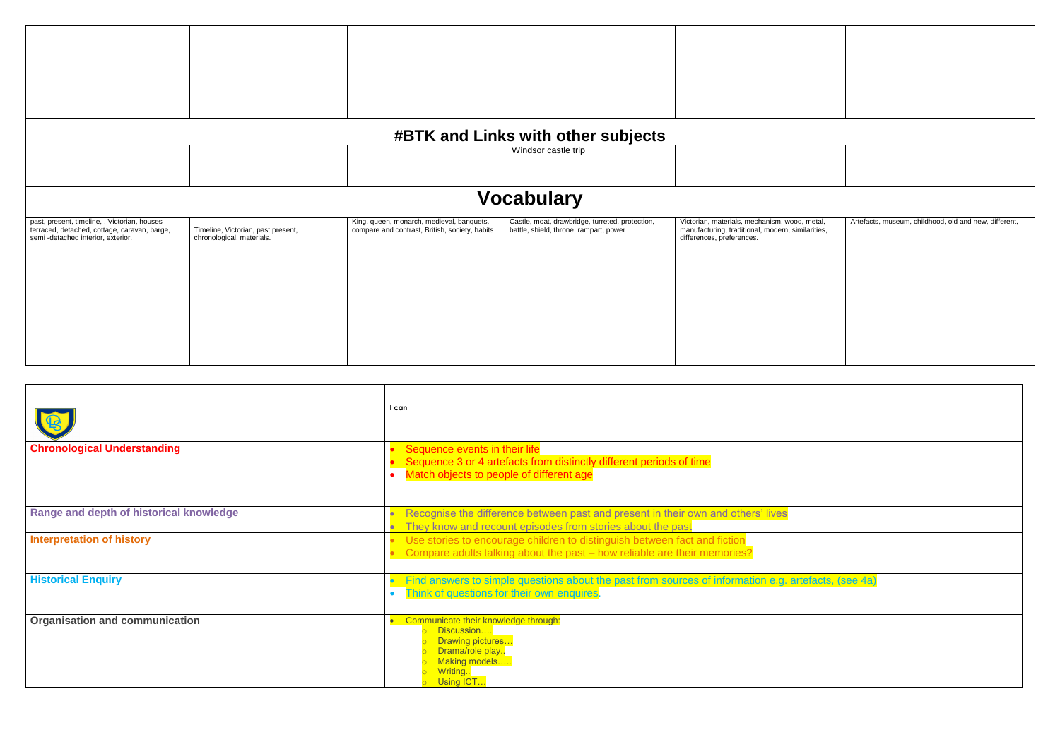| | | | | | |
|---|---|---|---|---|---|
| | | | | | |

**#BTK and Links with other subjects**

| | | | | | |
|---|---|---|---|---|---|
| | | | Windsor castle trip | | |

# Vocabulary

| | | | | | |
|---|---|---|---|---|---|
| past, present, timeline, , Victorian, houses terraced, detached, cottage, caravan, barge, semi -detached interior, exterior. | Timeline, Victorian, past present, chronological, materials. | King, queen, monarch, medieval, banquets, compare and contrast, British, society, habits | Castle, moat, drawbridge, turreted, protection, battle, shield, throne, rampart, power | Victorian, materials, mechanism, wood, metal, manufacturing, traditional, modern, similarities, differences, preferences. | Artefacts, museum, childhood, old and new, different, |

| | I can |
|---|---|
| **Chronological Understanding** | • Sequence events in their life<br>• Sequence 3 or 4 artefacts from distinctly different periods of time<br>• Match objects to people of different age |
| **Range and depth of historical knowledge** | • Recognise the difference between past and present in their own and others' lives<br>• They know and recount episodes from stories about the past |
| **Interpretation of history** | • Use stories to encourage children to distinguish between fact and fiction<br>• Compare adults talking about the past – how reliable are their memories? |
| **Historical Enquiry** | • Find answers to simple questions about the past from sources of information e.g. artefacts, (see 4a)<br>• Think of questions for their own enquires. |
| **Organisation and communication** | • Communicate their knowledge through:<br>o Discussion….<br>o Drawing pictures…<br>o Drama/role play..<br>o Making models…..<br>o Writing..<br>o Using ICT… |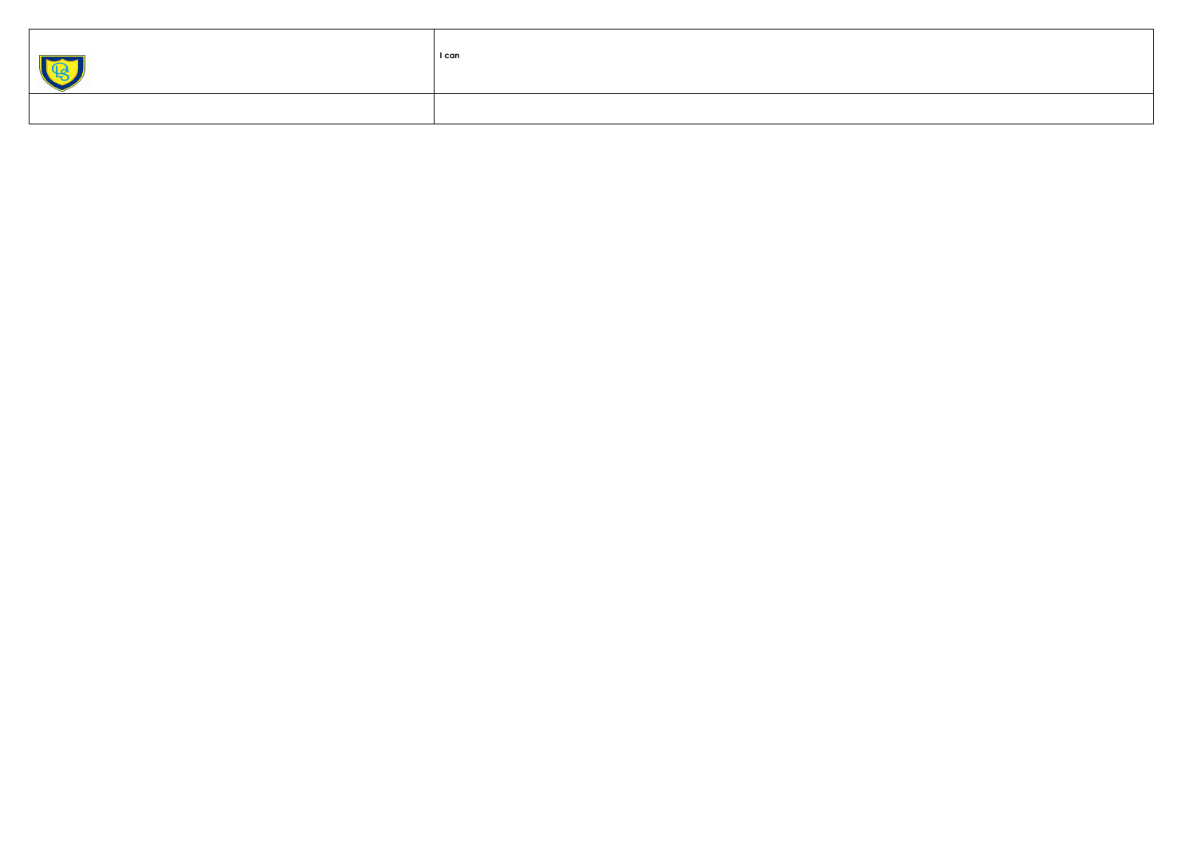| | |
|---|---|
| | **I can** |
| | |